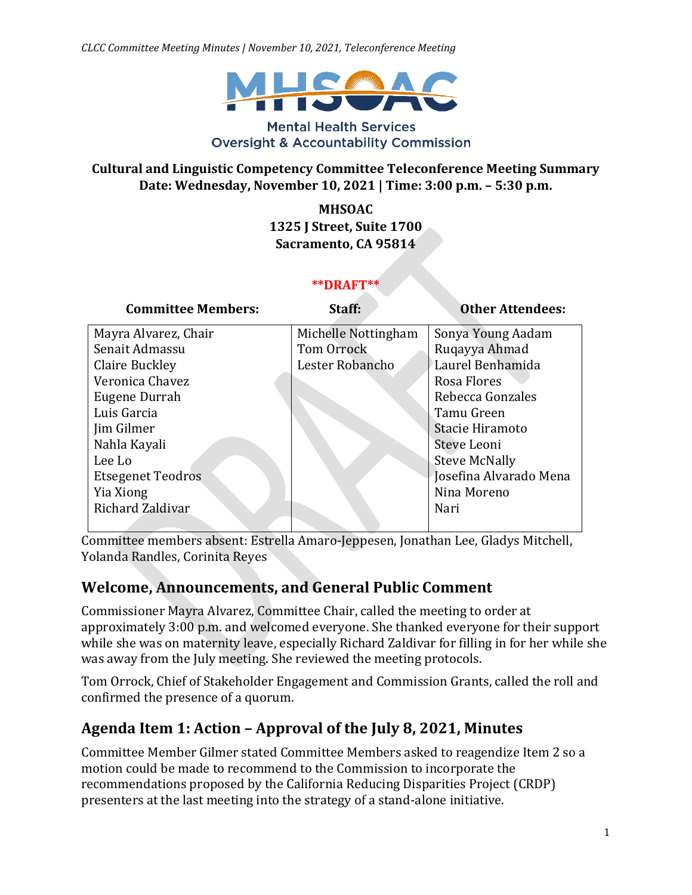**Mental Health Services Oversight & Accountability Commission**

**Cultural and Linguistic Competency Committee Teleconference Meeting Summary**
**Date: Wednesday, November 10, 2021 | Time: 3:00 p.m. – 5:30 p.m.**

**MHSOAC**
**1325 J Street, Suite 1700**
**Sacramento, CA 95814**

**\*\*DRAFT\*\***

| Committee Members: | Staff: | Other Attendees: |
|---|---|---|
| Mayra Alvarez, Chair | Michelle Nottingham | Sonya Young Aadam |
| Senait Admassu | Tom Orrock | Ruqayya Ahmad |
| Claire Buckley | Lester Robancho | Laurel Benhamida |
| Veronica Chavez | | Rosa Flores |
| Eugene Durrah | | Rebecca Gonzales |
| Luis Garcia | | Tamu Green |
| Jim Gilmer | | Stacie Hiramoto |
| Nahla Kayali | | Steve Leoni |
| Lee Lo | | Steve McNally |
| Etsegenet Teodros | | Josefina Alvarado Mena |
| Yia Xiong | | Nina Moreno |
| Richard Zaldivar | | Nari |

Committee members absent: Estrella Amaro-Jeppesen, Jonathan Lee, Gladys Mitchell, Yolanda Randles, Corinita Reyes

## Welcome, Announcements, and General Public Comment

Commissioner Mayra Alvarez, Committee Chair, called the meeting to order at approximately 3:00 p.m. and welcomed everyone. She thanked everyone for their support while she was on maternity leave, especially Richard Zaldivar for filling in for her while she was away from the July meeting. She reviewed the meeting protocols.

Tom Orrock, Chief of Stakeholder Engagement and Commission Grants, called the roll and confirmed the presence of a quorum.

## Agenda Item 1: Action – Approval of the July 8, 2021, Minutes

Committee Member Gilmer stated Committee Members asked to reagendize Item 2 so a motion could be made to recommend to the Commission to incorporate the recommendations proposed by the California Reducing Disparities Project (CRDP) presenters at the last meeting into the strategy of a stand-alone initiative.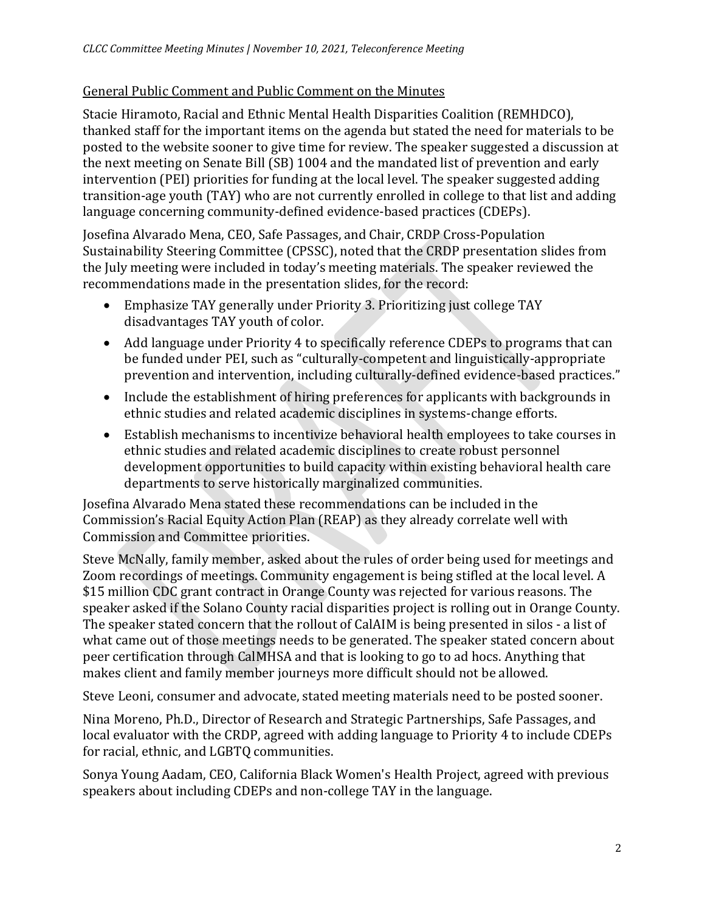<u>General Public Comment and Public Comment on the Minutes</u>

Stacie Hiramoto, Racial and Ethnic Mental Health Disparities Coalition (REMHDCO), thanked staff for the important items on the agenda but stated the need for materials to be posted to the website sooner to give time for review. The speaker suggested a discussion at the next meeting on Senate Bill (SB) 1004 and the mandated list of prevention and early intervention (PEI) priorities for funding at the local level. The speaker suggested adding transition-age youth (TAY) who are not currently enrolled in college to that list and adding language concerning community-defined evidence-based practices (CDEPs).

Josefina Alvarado Mena, CEO, Safe Passages, and Chair, CRDP Cross-Population Sustainability Steering Committee (CPSSC), noted that the CRDP presentation slides from the July meeting were included in today's meeting materials. The speaker reviewed the recommendations made in the presentation slides, for the record:

- Emphasize TAY generally under Priority 3. Prioritizing just college TAY disadvantages TAY youth of color.
- Add language under Priority 4 to specifically reference CDEPs to programs that can be funded under PEI, such as "culturally-competent and linguistically-appropriate prevention and intervention, including culturally-defined evidence-based practices."
- Include the establishment of hiring preferences for applicants with backgrounds in ethnic studies and related academic disciplines in systems-change efforts.
- Establish mechanisms to incentivize behavioral health employees to take courses in ethnic studies and related academic disciplines to create robust personnel development opportunities to build capacity within existing behavioral health care departments to serve historically marginalized communities.

Josefina Alvarado Mena stated these recommendations can be included in the Commission's Racial Equity Action Plan (REAP) as they already correlate well with Commission and Committee priorities.

Steve McNally, family member, asked about the rules of order being used for meetings and Zoom recordings of meetings. Community engagement is being stifled at the local level. A $15 million CDC grant contract in Orange County was rejected for various reasons. The speaker asked if the Solano County racial disparities project is rolling out in Orange County. The speaker stated concern that the rollout of CalAIM is being presented in silos - a list of what came out of those meetings needs to be generated. The speaker stated concern about peer certification through CalMHSA and that is looking to go to ad hocs. Anything that makes client and family member journeys more difficult should not be allowed.

Steve Leoni, consumer and advocate, stated meeting materials need to be posted sooner.

Nina Moreno, Ph.D., Director of Research and Strategic Partnerships, Safe Passages, and local evaluator with the CRDP, agreed with adding language to Priority 4 to include CDEPs for racial, ethnic, and LGBTQ communities.

Sonya Young Aadam, CEO, California Black Women's Health Project, agreed with previous speakers about including CDEPs and non-college TAY in the language.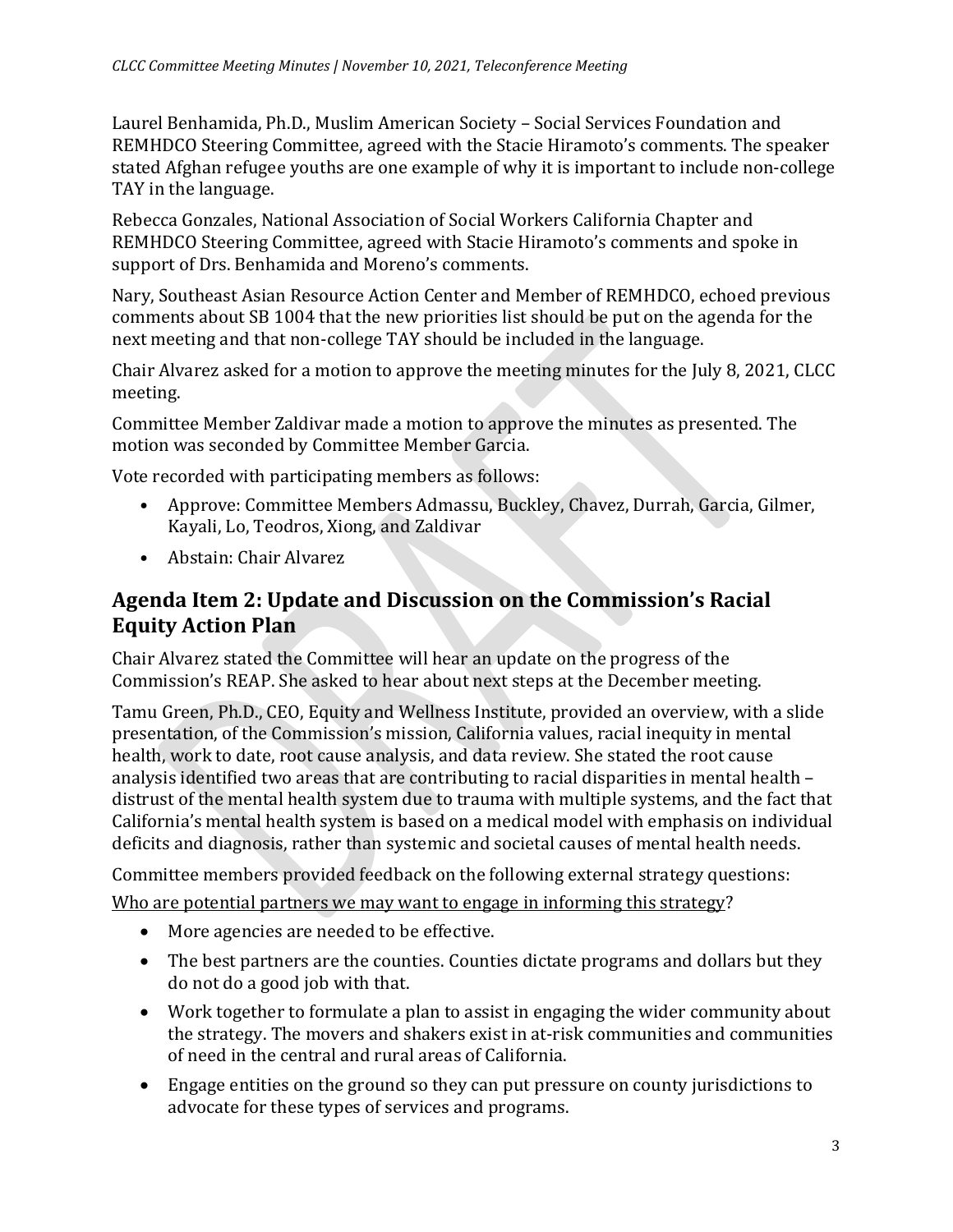Laurel Benhamida, Ph.D., Muslim American Society – Social Services Foundation and REMHDCO Steering Committee, agreed with the Stacie Hiramoto's comments. The speaker stated Afghan refugee youths are one example of why it is important to include non-college TAY in the language.

Rebecca Gonzales, National Association of Social Workers California Chapter and REMHDCO Steering Committee, agreed with Stacie Hiramoto's comments and spoke in support of Drs. Benhamida and Moreno's comments.

Nary, Southeast Asian Resource Action Center and Member of REMHDCO, echoed previous comments about SB 1004 that the new priorities list should be put on the agenda for the next meeting and that non-college TAY should be included in the language.

Chair Alvarez asked for a motion to approve the meeting minutes for the July 8, 2021, CLCC meeting.

Committee Member Zaldivar made a motion to approve the minutes as presented. The motion was seconded by Committee Member Garcia.

Vote recorded with participating members as follows:

- Approve: Committee Members Admassu, Buckley, Chavez, Durrah, Garcia, Gilmer, Kayali, Lo, Teodros, Xiong, and Zaldivar
- Abstain: Chair Alvarez

## Agenda Item 2: Update and Discussion on the Commission's Racial Equity Action Plan

Chair Alvarez stated the Committee will hear an update on the progress of the Commission's REAP. She asked to hear about next steps at the December meeting.

Tamu Green, Ph.D., CEO, Equity and Wellness Institute, provided an overview, with a slide presentation, of the Commission's mission, California values, racial inequity in mental health, work to date, root cause analysis, and data review. She stated the root cause analysis identified two areas that are contributing to racial disparities in mental health – distrust of the mental health system due to trauma with multiple systems, and the fact that California's mental health system is based on a medical model with emphasis on individual deficits and diagnosis, rather than systemic and societal causes of mental health needs.

Committee members provided feedback on the following external strategy questions:

<u>Who are potential partners we may want to engage in informing this strategy</u>?

- More agencies are needed to be effective.
- The best partners are the counties. Counties dictate programs and dollars but they do not do a good job with that.
- Work together to formulate a plan to assist in engaging the wider community about the strategy. The movers and shakers exist in at-risk communities and communities of need in the central and rural areas of California.
- Engage entities on the ground so they can put pressure on county jurisdictions to advocate for these types of services and programs.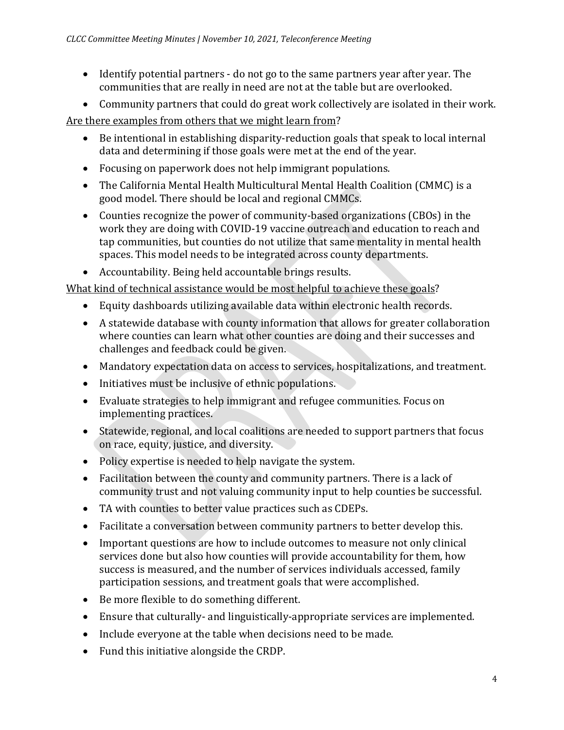- Identify potential partners - do not go to the same partners year after year. The communities that are really in need are not at the table but are overlooked.
- Community partners that could do great work collectively are isolated in their work.

Are there examples from others that we might learn from?

- Be intentional in establishing disparity-reduction goals that speak to local internal data and determining if those goals were met at the end of the year.
- Focusing on paperwork does not help immigrant populations.
- The California Mental Health Multicultural Mental Health Coalition (CMMC) is a good model. There should be local and regional CMMCs.
- Counties recognize the power of community-based organizations (CBOs) in the work they are doing with COVID-19 vaccine outreach and education to reach and tap communities, but counties do not utilize that same mentality in mental health spaces. This model needs to be integrated across county departments.
- Accountability. Being held accountable brings results.

What kind of technical assistance would be most helpful to achieve these goals?

- Equity dashboards utilizing available data within electronic health records.
- A statewide database with county information that allows for greater collaboration where counties can learn what other counties are doing and their successes and challenges and feedback could be given.
- Mandatory expectation data on access to services, hospitalizations, and treatment.
- Initiatives must be inclusive of ethnic populations.
- Evaluate strategies to help immigrant and refugee communities. Focus on implementing practices.
- Statewide, regional, and local coalitions are needed to support partners that focus on race, equity, justice, and diversity.
- Policy expertise is needed to help navigate the system.
- Facilitation between the county and community partners. There is a lack of community trust and not valuing community input to help counties be successful.
- TA with counties to better value practices such as CDEPs.
- Facilitate a conversation between community partners to better develop this.
- Important questions are how to include outcomes to measure not only clinical services done but also how counties will provide accountability for them, how success is measured, and the number of services individuals accessed, family participation sessions, and treatment goals that were accomplished.
- Be more flexible to do something different.
- Ensure that culturally- and linguistically-appropriate services are implemented.
- Include everyone at the table when decisions need to be made.
- Fund this initiative alongside the CRDP.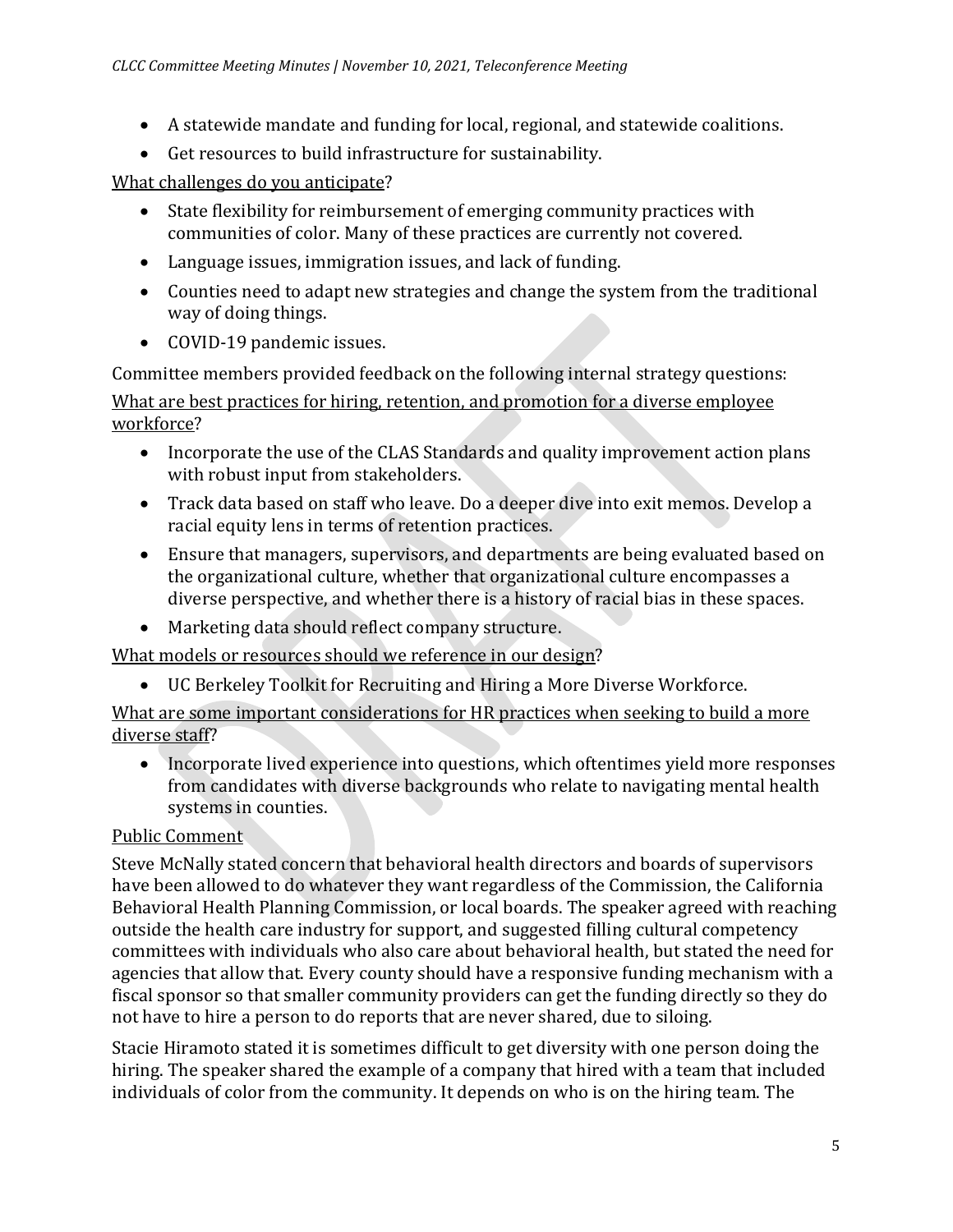- A statewide mandate and funding for local, regional, and statewide coalitions.
- Get resources to build infrastructure for sustainability.

What challenges do you anticipate?

- State flexibility for reimbursement of emerging community practices with communities of color. Many of these practices are currently not covered.
- Language issues, immigration issues, and lack of funding.
- Counties need to adapt new strategies and change the system from the traditional way of doing things.
- COVID-19 pandemic issues.

Committee members provided feedback on the following internal strategy questions:

What are best practices for hiring, retention, and promotion for a diverse employee workforce?

- Incorporate the use of the CLAS Standards and quality improvement action plans with robust input from stakeholders.
- Track data based on staff who leave. Do a deeper dive into exit memos. Develop a racial equity lens in terms of retention practices.
- Ensure that managers, supervisors, and departments are being evaluated based on the organizational culture, whether that organizational culture encompasses a diverse perspective, and whether there is a history of racial bias in these spaces.
- Marketing data should reflect company structure.

What models or resources should we reference in our design?

- UC Berkeley Toolkit for Recruiting and Hiring a More Diverse Workforce.

What are some important considerations for HR practices when seeking to build a more diverse staff?

- Incorporate lived experience into questions, which oftentimes yield more responses from candidates with diverse backgrounds who relate to navigating mental health systems in counties.

Public Comment

Steve McNally stated concern that behavioral health directors and boards of supervisors have been allowed to do whatever they want regardless of the Commission, the California Behavioral Health Planning Commission, or local boards. The speaker agreed with reaching outside the health care industry for support, and suggested filling cultural competency committees with individuals who also care about behavioral health, but stated the need for agencies that allow that. Every county should have a responsive funding mechanism with a fiscal sponsor so that smaller community providers can get the funding directly so they do not have to hire a person to do reports that are never shared, due to siloing.

Stacie Hiramoto stated it is sometimes difficult to get diversity with one person doing the hiring. The speaker shared the example of a company that hired with a team that included individuals of color from the community. It depends on who is on the hiring team. The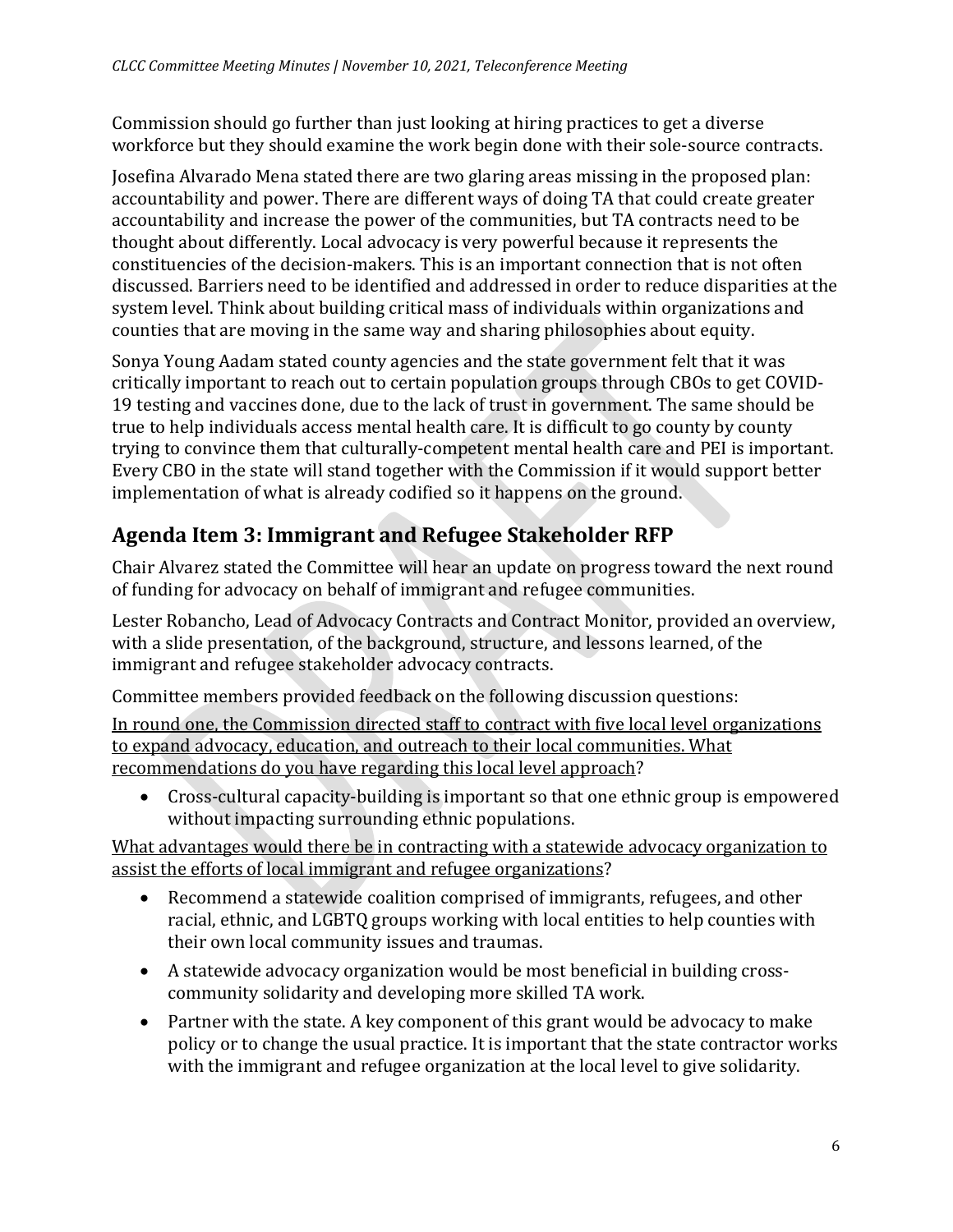Commission should go further than just looking at hiring practices to get a diverse workforce but they should examine the work begin done with their sole-source contracts.

Josefina Alvarado Mena stated there are two glaring areas missing in the proposed plan: accountability and power. There are different ways of doing TA that could create greater accountability and increase the power of the communities, but TA contracts need to be thought about differently. Local advocacy is very powerful because it represents the constituencies of the decision-makers. This is an important connection that is not often discussed. Barriers need to be identified and addressed in order to reduce disparities at the system level. Think about building critical mass of individuals within organizations and counties that are moving in the same way and sharing philosophies about equity.

Sonya Young Aadam stated county agencies and the state government felt that it was critically important to reach out to certain population groups through CBOs to get COVID-19 testing and vaccines done, due to the lack of trust in government. The same should be true to help individuals access mental health care. It is difficult to go county by county trying to convince them that culturally-competent mental health care and PEI is important. Every CBO in the state will stand together with the Commission if it would support better implementation of what is already codified so it happens on the ground.

## Agenda Item 3: Immigrant and Refugee Stakeholder RFP

Chair Alvarez stated the Committee will hear an update on progress toward the next round of funding for advocacy on behalf of immigrant and refugee communities.

Lester Robancho, Lead of Advocacy Contracts and Contract Monitor, provided an overview, with a slide presentation, of the background, structure, and lessons learned, of the immigrant and refugee stakeholder advocacy contracts.

Committee members provided feedback on the following discussion questions:

<u>In round one, the Commission directed staff to contract with five local level organizations to expand advocacy, education, and outreach to their local communities. What recommendations do you have regarding this local level approach</u>?

- Cross-cultural capacity-building is important so that one ethnic group is empowered without impacting surrounding ethnic populations.

<u>What advantages would there be in contracting with a statewide advocacy organization to assist the efforts of local immigrant and refugee organizations</u>?

- Recommend a statewide coalition comprised of immigrants, refugees, and other racial, ethnic, and LGBTQ groups working with local entities to help counties with their own local community issues and traumas.
- A statewide advocacy organization would be most beneficial in building cross-community solidarity and developing more skilled TA work.
- Partner with the state. A key component of this grant would be advocacy to make policy or to change the usual practice. It is important that the state contractor works with the immigrant and refugee organization at the local level to give solidarity.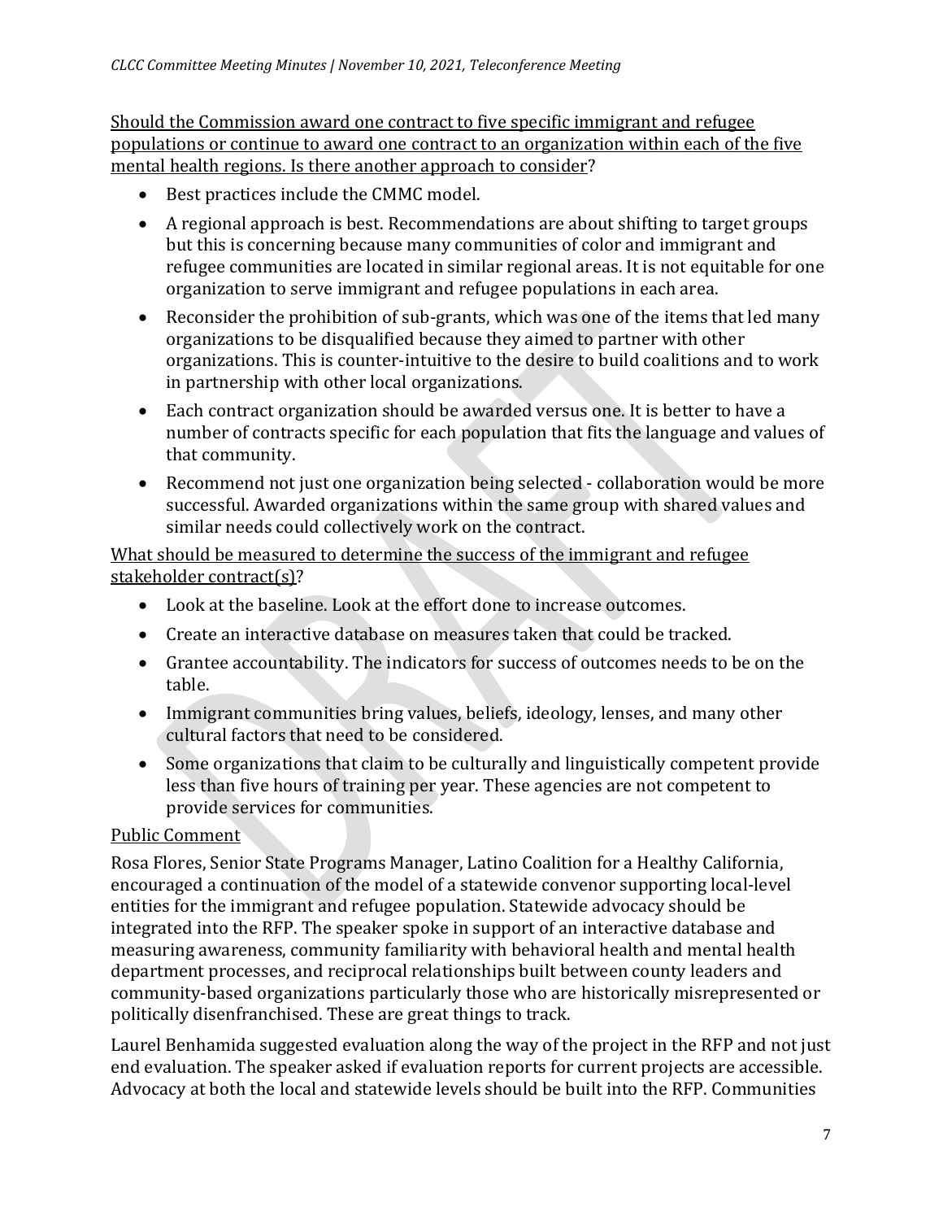Should the Commission award one contract to five specific immigrant and refugee populations or continue to award one contract to an organization within each of the five mental health regions. Is there another approach to consider?

- Best practices include the CMMC model.
- A regional approach is best. Recommendations are about shifting to target groups but this is concerning because many communities of color and immigrant and refugee communities are located in similar regional areas. It is not equitable for one organization to serve immigrant and refugee populations in each area.
- Reconsider the prohibition of sub-grants, which was one of the items that led many organizations to be disqualified because they aimed to partner with other organizations. This is counter-intuitive to the desire to build coalitions and to work in partnership with other local organizations.
- Each contract organization should be awarded versus one. It is better to have a number of contracts specific for each population that fits the language and values of that community.
- Recommend not just one organization being selected - collaboration would be more successful. Awarded organizations within the same group with shared values and similar needs could collectively work on the contract.

What should be measured to determine the success of the immigrant and refugee stakeholder contract(s)?

- Look at the baseline. Look at the effort done to increase outcomes.
- Create an interactive database on measures taken that could be tracked.
- Grantee accountability. The indicators for success of outcomes needs to be on the table.
- Immigrant communities bring values, beliefs, ideology, lenses, and many other cultural factors that need to be considered.
- Some organizations that claim to be culturally and linguistically competent provide less than five hours of training per year. These agencies are not competent to provide services for communities.

Public Comment

Rosa Flores, Senior State Programs Manager, Latino Coalition for a Healthy California, encouraged a continuation of the model of a statewide convenor supporting local-level entities for the immigrant and refugee population. Statewide advocacy should be integrated into the RFP. The speaker spoke in support of an interactive database and measuring awareness, community familiarity with behavioral health and mental health department processes, and reciprocal relationships built between county leaders and community-based organizations particularly those who are historically misrepresented or politically disenfranchised. These are great things to track.

Laurel Benhamida suggested evaluation along the way of the project in the RFP and not just end evaluation. The speaker asked if evaluation reports for current projects are accessible. Advocacy at both the local and statewide levels should be built into the RFP. Communities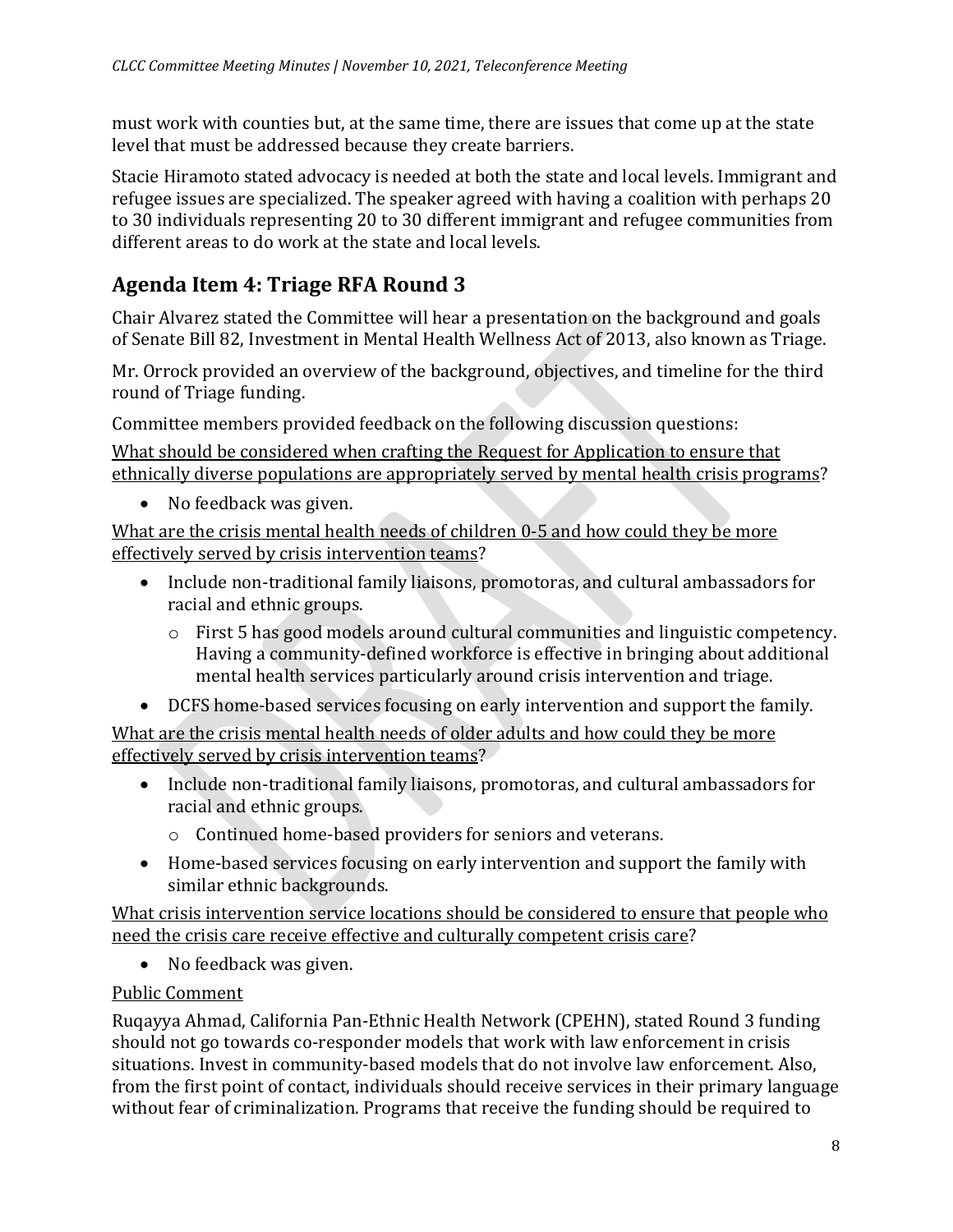must work with counties but, at the same time, there are issues that come up at the state level that must be addressed because they create barriers.

Stacie Hiramoto stated advocacy is needed at both the state and local levels. Immigrant and refugee issues are specialized. The speaker agreed with having a coalition with perhaps 20 to 30 individuals representing 20 to 30 different immigrant and refugee communities from different areas to do work at the state and local levels.

## Agenda Item 4: Triage RFA Round 3

Chair Alvarez stated the Committee will hear a presentation on the background and goals of Senate Bill 82, Investment in Mental Health Wellness Act of 2013, also known as Triage.

Mr. Orrock provided an overview of the background, objectives, and timeline for the third round of Triage funding.

Committee members provided feedback on the following discussion questions:

<u>What should be considered when crafting the Request for Application to ensure that ethnically diverse populations are appropriately served by mental health crisis programs</u>?

- No feedback was given.

<u>What are the crisis mental health needs of children 0-5 and how could they be more effectively served by crisis intervention teams</u>?

- Include non-traditional family liaisons, promotoras, and cultural ambassadors for racial and ethnic groups.
  - First 5 has good models around cultural communities and linguistic competency. Having a community-defined workforce is effective in bringing about additional mental health services particularly around crisis intervention and triage.
- DCFS home-based services focusing on early intervention and support the family.

<u>What are the crisis mental health needs of older adults and how could they be more effectively served by crisis intervention teams</u>?

- Include non-traditional family liaisons, promotoras, and cultural ambassadors for racial and ethnic groups.
  - Continued home-based providers for seniors and veterans.
- Home-based services focusing on early intervention and support the family with similar ethnic backgrounds.

<u>What crisis intervention service locations should be considered to ensure that people who need the crisis care receive effective and culturally competent crisis care</u>?

- No feedback was given.

<u>Public Comment</u>

Ruqayya Ahmad, California Pan-Ethnic Health Network (CPEHN), stated Round 3 funding should not go towards co-responder models that work with law enforcement in crisis situations. Invest in community-based models that do not involve law enforcement. Also, from the first point of contact, individuals should receive services in their primary language without fear of criminalization. Programs that receive the funding should be required to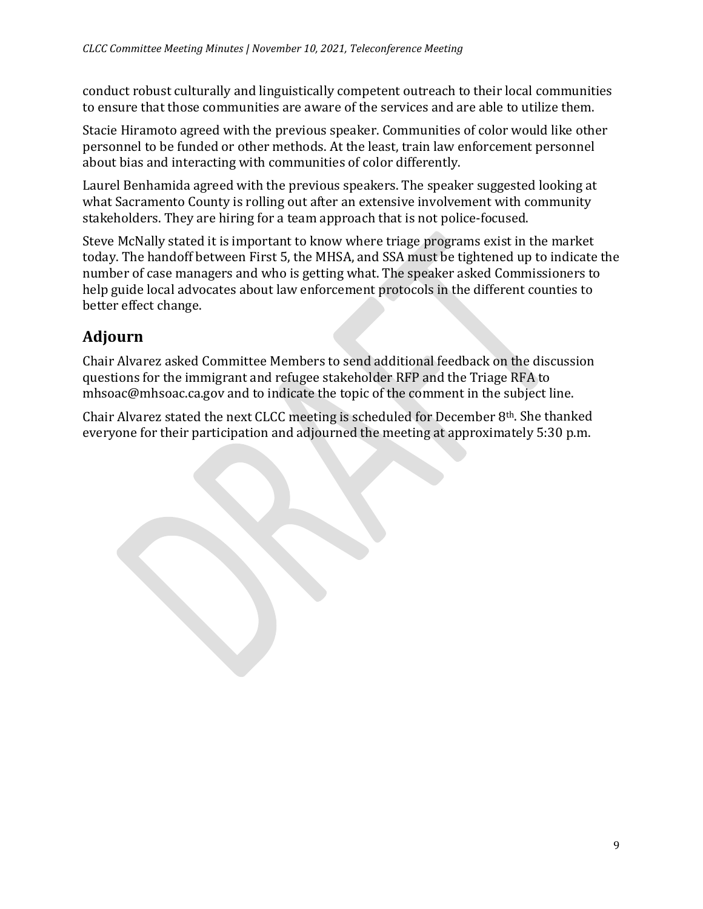conduct robust culturally and linguistically competent outreach to their local communities to ensure that those communities are aware of the services and are able to utilize them.

Stacie Hiramoto agreed with the previous speaker. Communities of color would like other personnel to be funded or other methods. At the least, train law enforcement personnel about bias and interacting with communities of color differently.

Laurel Benhamida agreed with the previous speakers. The speaker suggested looking at what Sacramento County is rolling out after an extensive involvement with community stakeholders. They are hiring for a team approach that is not police-focused.

Steve McNally stated it is important to know where triage programs exist in the market today. The handoff between First 5, the MHSA, and SSA must be tightened up to indicate the number of case managers and who is getting what. The speaker asked Commissioners to help guide local advocates about law enforcement protocols in the different counties to better effect change.

## Adjourn

Chair Alvarez asked Committee Members to send additional feedback on the discussion questions for the immigrant and refugee stakeholder RFP and the Triage RFA to mhsoac@mhsoac.ca.gov and to indicate the topic of the comment in the subject line.

Chair Alvarez stated the next CLCC meeting is scheduled for December 8th. She thanked everyone for their participation and adjourned the meeting at approximately 5:30 p.m.